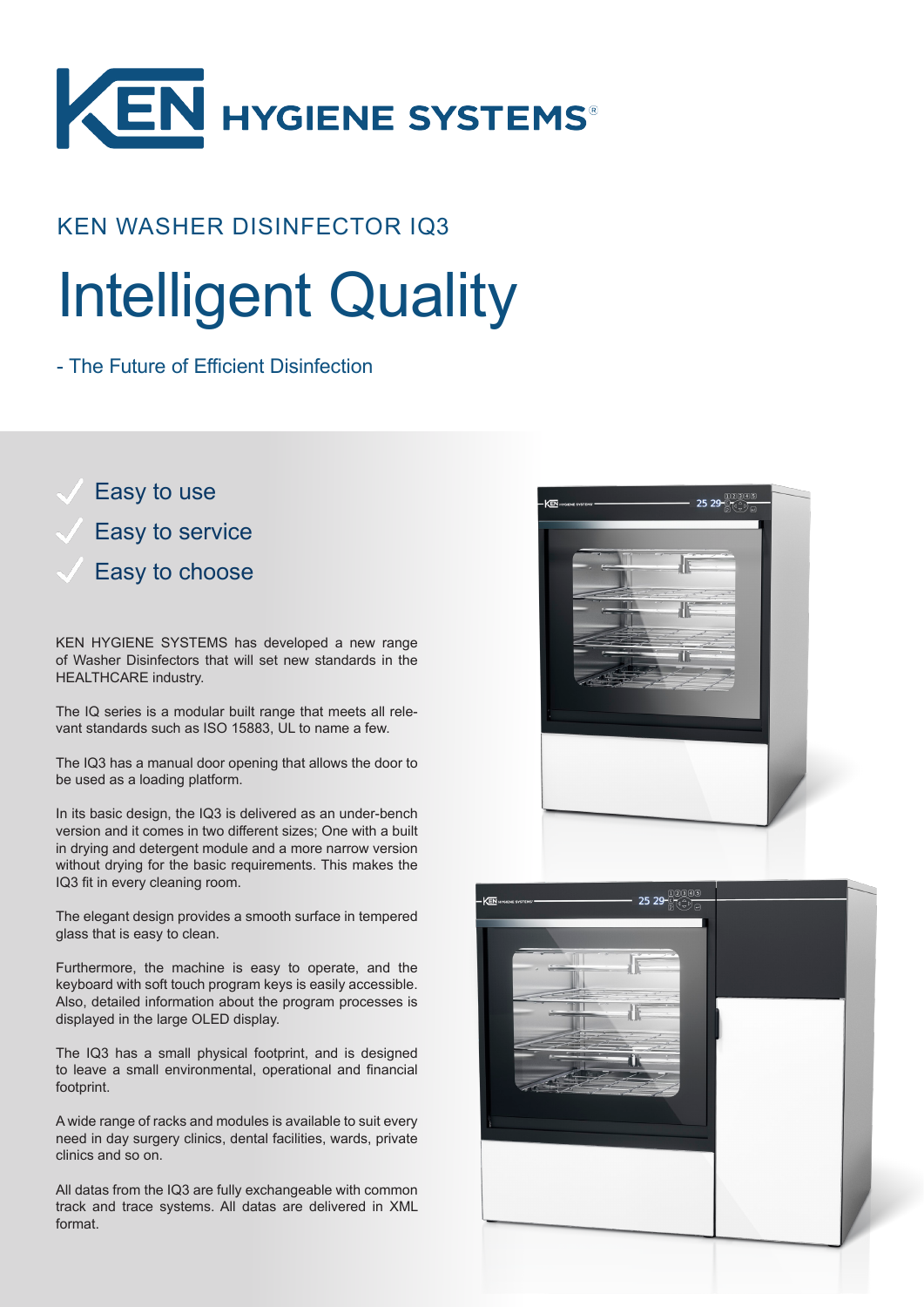KEN HYGIENE SYSTEMS®

## KEN WASHER DISINFECTOR IQ3

# Intelligent Quality

- The Future of Efficient Disinfection

- ✓ Easy to use
- ✓ Easy to service
- ✓ Easy to choose

KEN HYGIENE SYSTEMS has developed a new range of Washer Disinfectors that will set new standards in the HEALTHCARE industry.

The IQ series is a modular built range that meets all relevant standards such as ISO 15883, UL to name a few.

The IQ3 has a manual door opening that allows the door to be used as a loading platform.

In its basic design, the IQ3 is delivered as an under-bench version and it comes in two different sizes; One with a built in drying and detergent module and a more narrow version without drying for the basic requirements. This makes the IQ3 fit in every cleaning room.

The elegant design provides a smooth surface in tempered glass that is easy to clean.

Furthermore, the machine is easy to operate, and the keyboard with soft touch program keys is easily accessible. Also, detailed information about the program processes is displayed in the large OLED display.

The IQ3 has a small physical footprint, and is designed to leave a small environmental, operational and financial footprint.

A wide range of racks and modules is available to suit every need in day surgery clinics, dental facilities, wards, private clinics and so on.

All datas from the IQ3 are fully exchangeable with common track and trace systems. All datas are delivered in XML format.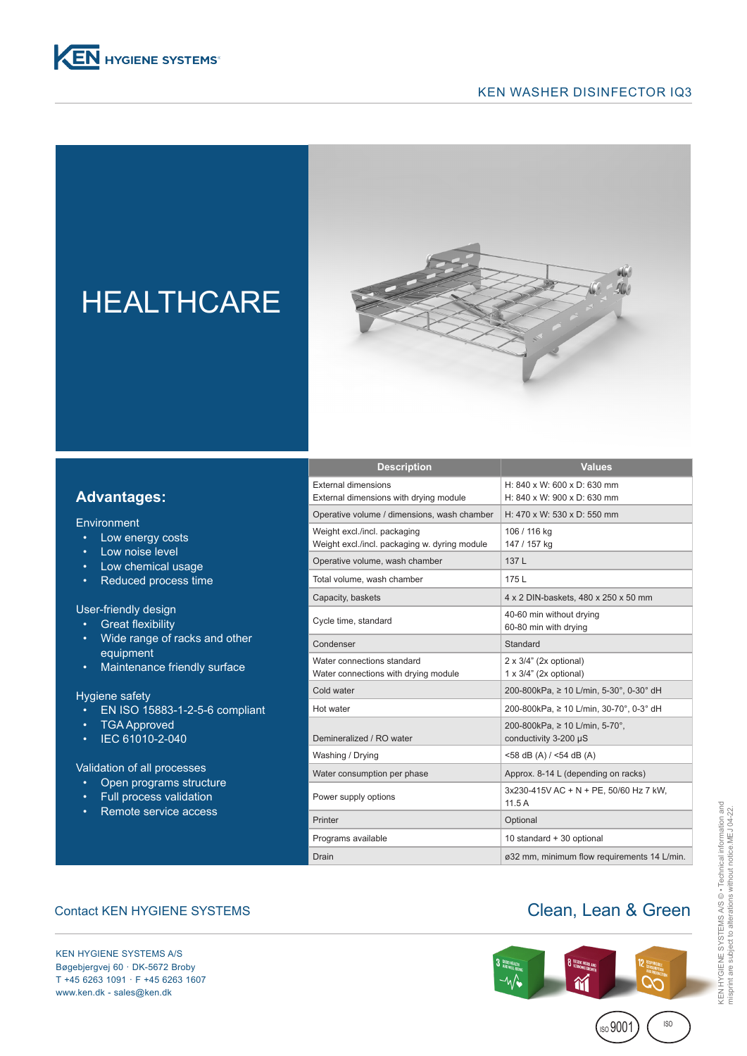KEN HYGIENE SYSTEMS

KEN WASHER DISINFECTOR IQ3

# HEALTHCARE

## Advantages:

Environment

- Low energy costs
- Low noise level
- Low chemical usage
- Reduced process time

User-friendly design

- Great flexibility
- Wide range of racks and other equipment
- Maintenance friendly surface

Hygiene safety

- EN ISO 15883-1-2-5-6 compliant
- TGA Approved
- IEC 61010-2-040

Validation of all processes

- Open programs structure
- Full process validation
- Remote service access

| Description | Values |
|---|---|
| External dimensions<br>External dimensions with drying module | H: 840 x W: 600 x D: 630 mm<br>H: 840 x W: 900 x D: 630 mm |
| Operative volume / dimensions, wash chamber | H: 470 x W: 530 x D: 550 mm |
| Weight excl./incl. packaging<br>Weight excl./incl. packaging w. dyring module | 106 / 116 kg<br>147 / 157 kg |
| Operative volume, wash chamber | 137 L |
| Total volume, wash chamber | 175 L |
| Capacity, baskets | 4 x 2 DIN-baskets, 480 x 250 x 50 mm |
| Cycle time, standard | 40-60 min without drying<br>60-80 min with drying |
| Condenser | Standard |
| Water connections standard<br>Water connections with drying module | 2 x 3/4" (2x optional)<br>1 x 3/4" (2x optional) |
| Cold water | 200-800kPa, ≥ 10 L/min, 5-30°, 0-30° dH |
| Hot water | 200-800kPa, ≥ 10 L/min, 30-70°, 0-3° dH |
| Demineralized / RO water | 200-800kPa, ≥ 10 L/min, 5-70°, conductivity 3-200 µS |
| Washing / Drying | <58 dB (A) / <54 dB (A) |
| Water consumption per phase | Approx. 8-14 L (depending on racks) |
| Power supply options | 3x230-415V AC + N + PE, 50/60 Hz 7 kW, 11.5 A |
| Printer | Optional |
| Programs available | 10 standard + 30 optional |
| Drain | ø32 mm, minimum flow requirements 14 L/min. |

Contact KEN HYGIENE SYSTEMS

KEN HYGIENE SYSTEMS A/S
Bøgebjergvej 60 · DK-5672 Broby
T +45 6263 1091 · F +45 6263 1607
www.ken.dk - sales@ken.dk

Clean, Lean & Green

ISO 9001

ISO

KEN HYGIENE SYSTEMS A/S © • Technical information and misprint are subject to alterations without notice.MEJ 04-22.